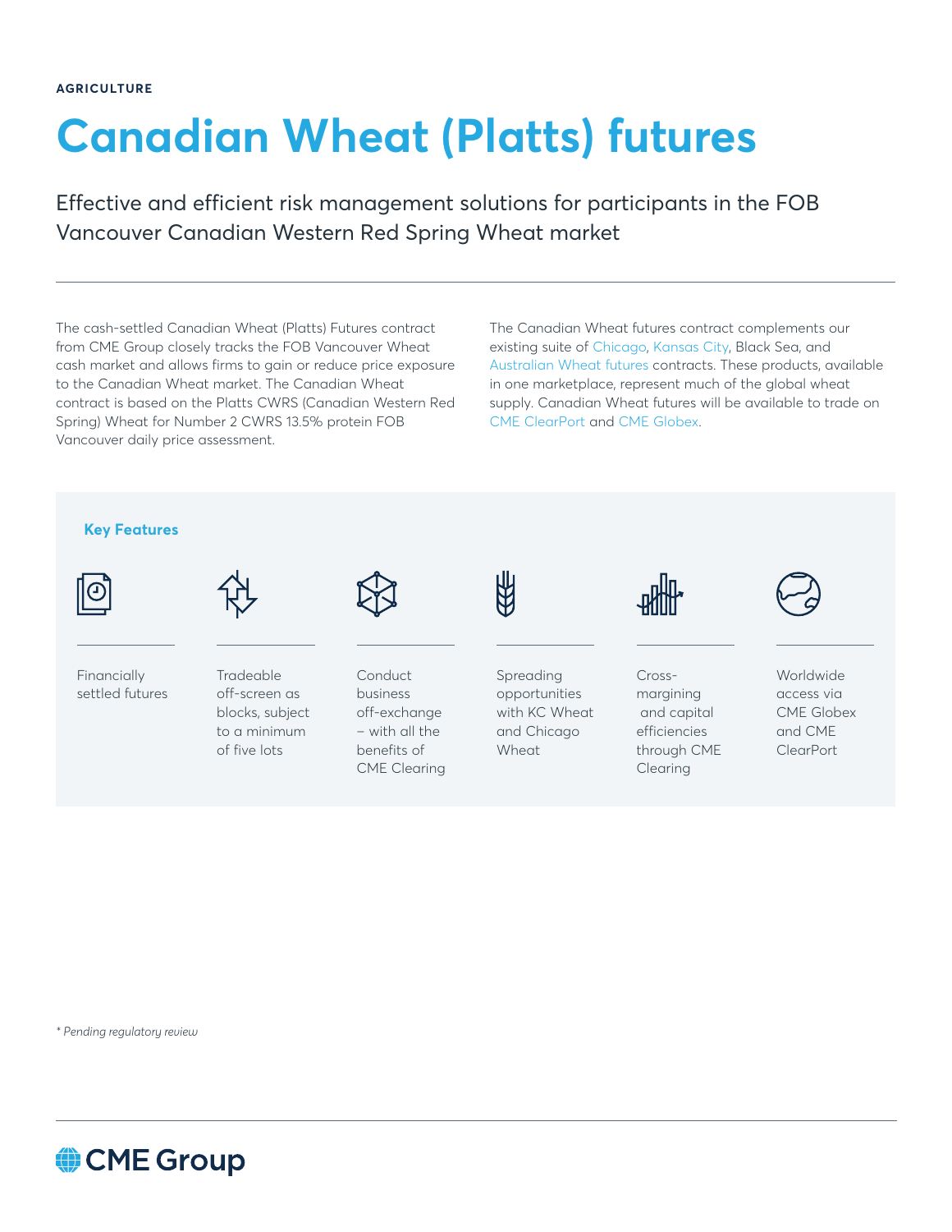AGRICULTURE

# Canadian Wheat (Platts) futures

Effective and efficient risk management solutions for participants in the FOB Vancouver Canadian Western Red Spring Wheat market

The cash-settled Canadian Wheat (Platts) Futures contract from CME Group closely tracks the FOB Vancouver Wheat cash market and allows firms to gain or reduce price exposure to the Canadian Wheat market. The Canadian Wheat contract is based on the Platts CWRS (Canadian Western Red Spring) Wheat for Number 2 CWRS 13.5% protein FOB Vancouver daily price assessment.

The Canadian Wheat futures contract complements our existing suite of Chicago, Kansas City, Black Sea, and Australian Wheat futures contracts. These products, available in one marketplace, represent much of the global wheat supply. Canadian Wheat futures will be available to trade on CME ClearPort and CME Globex.

### Key Features

- Financially settled futures
- Tradeable off-screen as blocks, subject to a minimum of five lots
- Conduct business off-exchange – with all the benefits of CME Clearing
- Spreading opportunities with KC Wheat and Chicago Wheat
- Cross-margining and capital efficiencies through CME Clearing
- Worldwide access via CME Globex and CME ClearPort

*\* Pending regulatory review*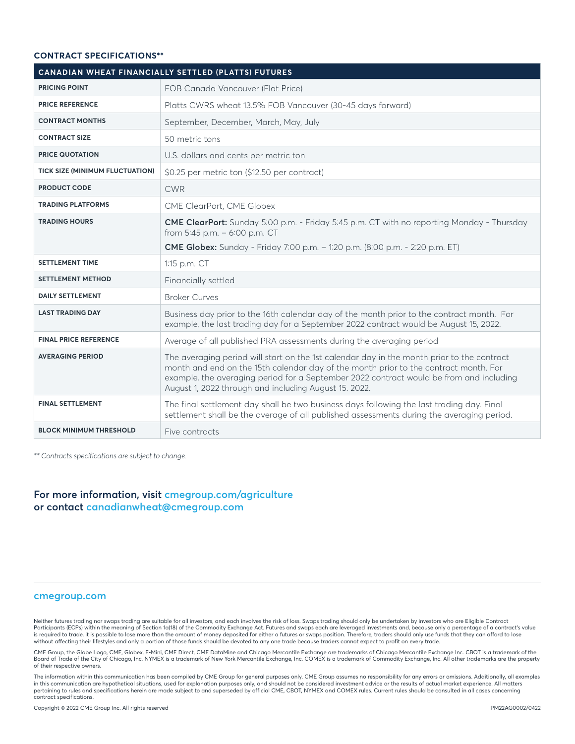## CONTRACT SPECIFICATIONS**

| CANADIAN WHEAT FINANCIALLY SETTLED (PLATTS) FUTURES | |
|---|---|
| PRICING POINT | FOB Canada Vancouver (Flat Price) |
| PRICE REFERENCE | Platts CWRS wheat 13.5% FOB Vancouver (30-45 days forward) |
| CONTRACT MONTHS | September, December, March, May, July |
| CONTRACT SIZE | 50 metric tons |
| PRICE QUOTATION | U.S. dollars and cents per metric ton |
| TICK SIZE (MINIMUM FLUCTUATION) | $0.25 per metric ton ($12.50 per contract) |
| PRODUCT CODE | CWR |
| TRADING PLATFORMS | CME ClearPort, CME Globex |
| TRADING HOURS | **CME ClearPort:** Sunday 5:00 p.m. - Friday 5:45 p.m. CT with no reporting Monday - Thursday from 5:45 p.m. – 6:00 p.m. CT<br>**CME Globex:** Sunday - Friday 7:00 p.m. – 1:20 p.m. (8:00 p.m. - 2:20 p.m. ET) |
| SETTLEMENT TIME | 1:15 p.m. CT |
| SETTLEMENT METHOD | Financially settled |
| DAILY SETTLEMENT | Broker Curves |
| LAST TRADING DAY | Business day prior to the 16th calendar day of the month prior to the contract month. For example, the last trading day for a September 2022 contract would be August 15, 2022. |
| FINAL PRICE REFERENCE | Average of all published PRA assessments during the averaging period |
| AVERAGING PERIOD | The averaging period will start on the 1st calendar day in the month prior to the contract month and end on the 15th calendar day of the month prior to the contract month. For example, the averaging period for a September 2022 contract would be from and including August 1, 2022 through and including August 15. 2022. |
| FINAL SETTLEMENT | The final settlement day shall be two business days following the last trading day. Final settlement shall be the average of all published assessments during the averaging period. |
| BLOCK MINIMUM THRESHOLD | Five contracts |

*** Contracts specifications are subject to change.*

**For more information, visit cmegroup.com/agriculture or contact canadianwheat@cmegroup.com**

cmegroup.com

Neither futures trading nor swaps trading are suitable for all investors, and each involves the risk of loss. Swaps trading should only be undertaken by investors who are Eligible Contract Participants (ECPs) within the meaning of Section 1a(18) of the Commodity Exchange Act. Futures and swaps each are leveraged investments and, because only a percentage of a contract's value is required to trade, it is possible to lose more than the amount of money deposited for either a futures or swaps position. Therefore, traders should only use funds that they can afford to lose without affecting their lifestyles and only a portion of those funds should be devoted to any one trade because traders cannot expect to profit on every trade.

CME Group, the Globe Logo, CME, Globex, E-Mini, CME Direct, CME DataMine and Chicago Mercantile Exchange are trademarks of Chicago Mercantile Exchange Inc. CBOT is a trademark of the Board of Trade of the City of Chicago, Inc. NYMEX is a trademark of New York Mercantile Exchange, Inc. COMEX is a trademark of Commodity Exchange, Inc. All other trademarks are the property of their respective owners.

The information within this communication has been compiled by CME Group for general purposes only. CME Group assumes no responsibility for any errors or omissions. Additionally, all examples in this communication are hypothetical situations, used for explanation purposes only, and should not be considered investment advice or the results of actual market experience. All matters pertaining to rules and specifications herein are made subject to and superseded by official CME, CBOT, NYMEX and COMEX rules. Current rules should be consulted in all cases concerning contract specifications.

Copyright © 2022 CME Group Inc. All rights reserved

PM22AG0002/0422